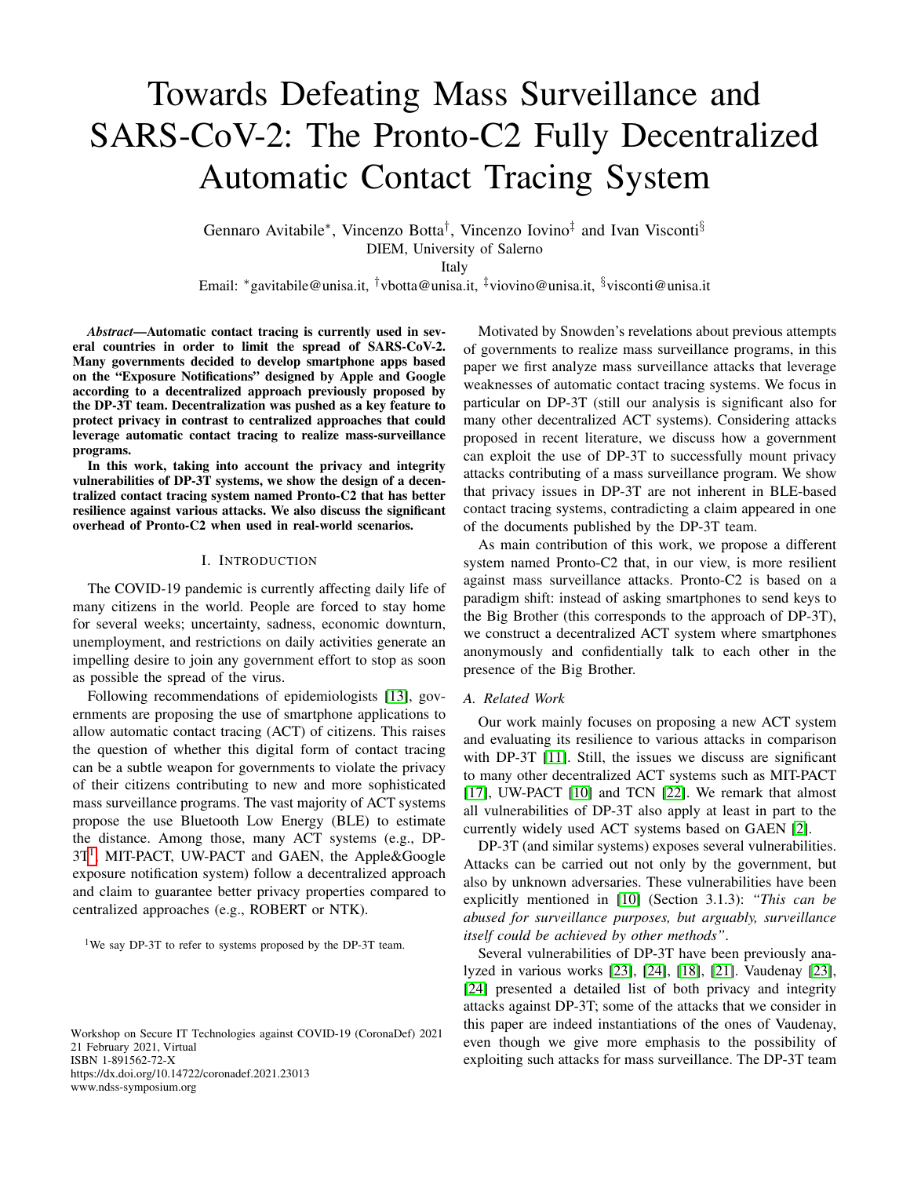# Towards Defeating Mass Surveillance and SARS-CoV-2: The Pronto-C2 Fully Decentralized Automatic Contact Tracing System

Gennaro Avitabile*, Vincenzo Botta†, Vincenzo Iovino‡ and Ivan Visconti§

DIEM, University of Salerno

Italy

Email: *gavitabile@unisa.it, †vbotta@unisa.it, ‡viovino@unisa.it, §visconti@unisa.it

***Abstract*—Automatic contact tracing is currently used in several countries in order to limit the spread of SARS-CoV-2. Many governments decided to develop smartphone apps based on the "Exposure Notifications" designed by Apple and Google according to a decentralized approach previously proposed by the DP-3T team. Decentralization was pushed as a key feature to protect privacy in contrast to centralized approaches that could leverage automatic contact tracing to realize mass-surveillance programs.**

**In this work, taking into account the privacy and integrity vulnerabilities of DP-3T systems, we show the design of a decentralized contact tracing system named Pronto-C2 that has better resilience against various attacks. We also discuss the significant overhead of Pronto-C2 when used in real-world scenarios.**

## I. Introduction

The COVID-19 pandemic is currently affecting daily life of many citizens in the world. People are forced to stay home for several weeks; uncertainty, sadness, economic downturn, unemployment, and restrictions on daily activities generate an impelling desire to join any government effort to stop as soon as possible the spread of the virus.

Following recommendations of epidemiologists [13], governments are proposing the use of smartphone applications to allow automatic contact tracing (ACT) of citizens. This raises the question of whether this digital form of contact tracing can be a subtle weapon for governments to violate the privacy of their citizens contributing to new and more sophisticated mass surveillance programs. The vast majority of ACT systems propose the use Bluetooth Low Energy (BLE) to estimate the distance. Among those, many ACT systems (e.g., DP-3T[1], MIT-PACT, UW-PACT and GAEN, the Apple&Google exposure notification system) follow a decentralized approach and claim to guarantee better privacy properties compared to centralized approaches (e.g., ROBERT or NTK).

[1]We say DP-3T to refer to systems proposed by the DP-3T team.

Motivated by Snowden's revelations about previous attempts of governments to realize mass surveillance programs, in this paper we first analyze mass surveillance attacks that leverage weaknesses of automatic contact tracing systems. We focus in particular on DP-3T (still our analysis is significant also for many other decentralized ACT systems). Considering attacks proposed in recent literature, we discuss how a government can exploit the use of DP-3T to successfully mount privacy attacks contributing of a mass surveillance program. We show that privacy issues in DP-3T are not inherent in BLE-based contact tracing systems, contradicting a claim appeared in one of the documents published by the DP-3T team.

As main contribution of this work, we propose a different system named Pronto-C2 that, in our view, is more resilient against mass surveillance attacks. Pronto-C2 is based on a paradigm shift: instead of asking smartphones to send keys to the Big Brother (this corresponds to the approach of DP-3T), we construct a decentralized ACT system where smartphones anonymously and confidentially talk to each other in the presence of the Big Brother.

### A. Related Work

Our work mainly focuses on proposing a new ACT system and evaluating its resilience to various attacks in comparison with DP-3T [11]. Still, the issues we discuss are significant to many other decentralized ACT systems such as MIT-PACT [17], UW-PACT [10] and TCN [22]. We remark that almost all vulnerabilities of DP-3T also apply at least in part to the currently widely used ACT systems based on GAEN [2].

DP-3T (and similar systems) exposes several vulnerabilities. Attacks can be carried out not only by the government, but also by unknown adversaries. These vulnerabilities have been explicitly mentioned in [10] (Section 3.1.3): *"This can be abused for surveillance purposes, but arguably, surveillance itself could be achieved by other methods"*.

Several vulnerabilities of DP-3T have been previously analyzed in various works [23], [24], [18], [21]. Vaudenay [23], [24] presented a detailed list of both privacy and integrity attacks against DP-3T; some of the attacks that we consider in this paper are indeed instantiations of the ones of Vaudenay, even though we give more emphasis to the possibility of exploiting such attacks for mass surveillance. The DP-3T team

Workshop on Secure IT Technologies against COVID-19 (CoronaDef) 2021
21 February 2021, Virtual
ISBN 1-891562-72-X
https://dx.doi.org/10.14722/coronadef.2021.23013
www.ndss-symposium.org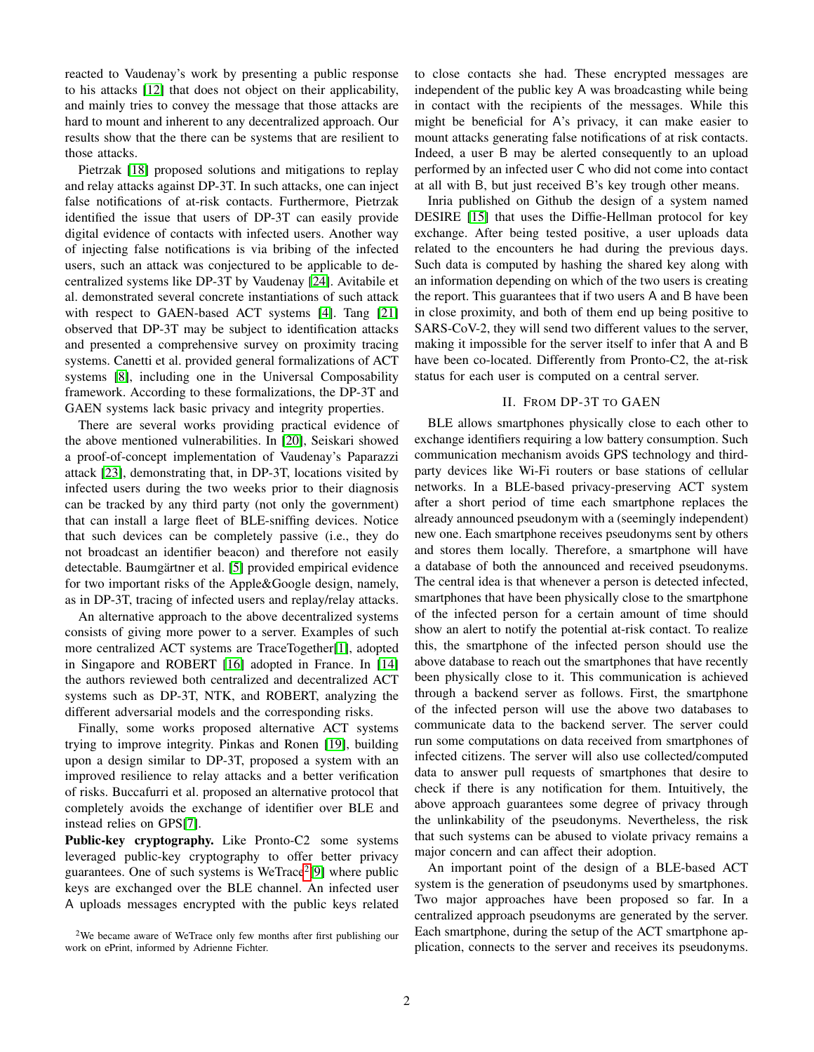reacted to Vaudenay's work by presenting a public response to his attacks [12] that does not object on their applicability, and mainly tries to convey the message that those attacks are hard to mount and inherent to any decentralized approach. Our results show that the there can be systems that are resilient to those attacks.

Pietrzak [18] proposed solutions and mitigations to replay and relay attacks against DP-3T. In such attacks, one can inject false notifications of at-risk contacts. Furthermore, Pietrzak identified the issue that users of DP-3T can easily provide digital evidence of contacts with infected users. Another way of injecting false notifications is via bribing of the infected users, such an attack was conjectured to be applicable to decentralized systems like DP-3T by Vaudenay [24]. Avitabile et al. demonstrated several concrete instantiations of such attack with respect to GAEN-based ACT systems [4]. Tang [21] observed that DP-3T may be subject to identification attacks and presented a comprehensive survey on proximity tracing systems. Canetti et al. provided general formalizations of ACT systems [8], including one in the Universal Composability framework. According to these formalizations, the DP-3T and GAEN systems lack basic privacy and integrity properties.

There are several works providing practical evidence of the above mentioned vulnerabilities. In [20], Seiskari showed a proof-of-concept implementation of Vaudenay's Paparazzi attack [23], demonstrating that, in DP-3T, locations visited by infected users during the two weeks prior to their diagnosis can be tracked by any third party (not only the government) that can install a large fleet of BLE-sniffing devices. Notice that such devices can be completely passive (i.e., they do not broadcast an identifier beacon) and therefore not easily detectable. Baumgärtner et al. [5] provided empirical evidence for two important risks of the Apple&Google design, namely, as in DP-3T, tracing of infected users and replay/relay attacks.

An alternative approach to the above decentralized systems consists of giving more power to a server. Examples of such more centralized ACT systems are TraceTogether[1], adopted in Singapore and ROBERT [16] adopted in France. In [14] the authors reviewed both centralized and decentralized ACT systems such as DP-3T, NTK, and ROBERT, analyzing the different adversarial models and the corresponding risks.

Finally, some works proposed alternative ACT systems trying to improve integrity. Pinkas and Ronen [19], building upon a design similar to DP-3T, proposed a system with an improved resilience to relay attacks and a better verification of risks. Buccafurri et al. proposed an alternative protocol that completely avoids the exchange of identifier over BLE and instead relies on GPS[7].

**Public-key cryptography.** Like Pronto-C2 some systems leveraged public-key cryptography to offer better privacy guarantees. One of such systems is WeTrace[2][9] where public keys are exchanged over the BLE channel. An infected user A uploads messages encrypted with the public keys related to close contacts she had. These encrypted messages are independent of the public key A was broadcasting while being in contact with the recipients of the messages. While this might be beneficial for A's privacy, it can make easier to mount attacks generating false notifications of at risk contacts. Indeed, a user B may be alerted consequently to an upload performed by an infected user C who did not come into contact at all with B, but just received B's key trough other means.

Inria published on Github the design of a system named DESIRE [15] that uses the Diffie-Hellman protocol for key exchange. After being tested positive, a user uploads data related to the encounters he had during the previous days. Such data is computed by hashing the shared key along with an information depending on which of the two users is creating the report. This guarantees that if two users A and B have been in close proximity, and both of them end up being positive to SARS-CoV-2, they will send two different values to the server, making it impossible for the server itself to infer that A and B have been co-located. Differently from Pronto-C2, the at-risk status for each user is computed on a central server.

[2]We became aware of WeTrace only few months after first publishing our work on ePrint, informed by Adrienne Fichter.

## II. From DP-3T to GAEN

BLE allows smartphones physically close to each other to exchange identifiers requiring a low battery consumption. Such communication mechanism avoids GPS technology and third-party devices like Wi-Fi routers or base stations of cellular networks. In a BLE-based privacy-preserving ACT system after a short period of time each smartphone replaces the already announced pseudonym with a (seemingly independent) new one. Each smartphone receives pseudonyms sent by others and stores them locally. Therefore, a smartphone will have a database of both the announced and received pseudonyms. The central idea is that whenever a person is detected infected, smartphones that have been physically close to the smartphone of the infected person for a certain amount of time should show an alert to notify the potential at-risk contact. To realize this, the smartphone of the infected person should use the above database to reach out the smartphones that have recently been physically close to it. This communication is achieved through a backend server as follows. First, the smartphone of the infected person will use the above two databases to communicate data to the backend server. The server could run some computations on data received from smartphones of infected citizens. The server will also use collected/computed data to answer pull requests of smartphones that desire to check if there is any notification for them. Intuitively, the above approach guarantees some degree of privacy through the unlinkability of the pseudonyms. Nevertheless, the risk that such systems can be abused to violate privacy remains a major concern and can affect their adoption.

An important point of the design of a BLE-based ACT system is the generation of pseudonyms used by smartphones. Two major approaches have been proposed so far. In a centralized approach pseudonyms are generated by the server. Each smartphone, during the setup of the ACT smartphone application, connects to the server and receives its pseudonyms.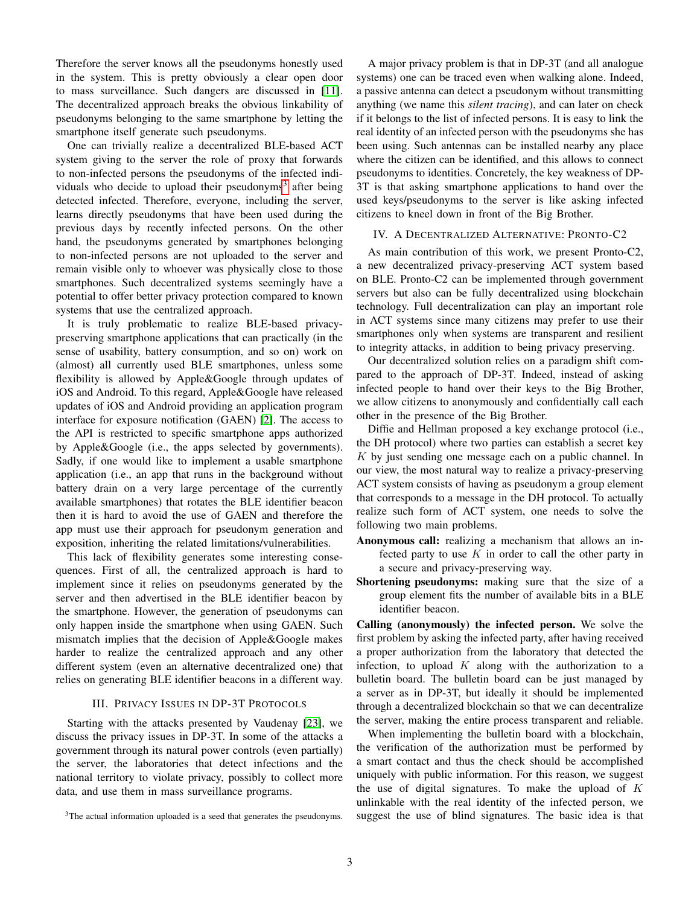Therefore the server knows all the pseudonyms honestly used in the system. This is pretty obviously a clear open door to mass surveillance. Such dangers are discussed in [11]. The decentralized approach breaks the obvious linkability of pseudonyms belonging to the same smartphone by letting the smartphone itself generate such pseudonyms.

One can trivially realize a decentralized BLE-based ACT system giving to the server the role of proxy that forwards to non-infected persons the pseudonyms of the infected individuals who decide to upload their pseudonyms[3] after being detected infected. Therefore, everyone, including the server, learns directly pseudonyms that have been used during the previous days by recently infected persons. On the other hand, the pseudonyms generated by smartphones belonging to non-infected persons are not uploaded to the server and remain visible only to whoever was physically close to those smartphones. Such decentralized systems seemingly have a potential to offer better privacy protection compared to known systems that use the centralized approach.

It is truly problematic to realize BLE-based privacy-preserving smartphone applications that can practically (in the sense of usability, battery consumption, and so on) work on (almost) all currently used BLE smartphones, unless some flexibility is allowed by Apple&Google through updates of iOS and Android. To this regard, Apple&Google have released updates of iOS and Android providing an application program interface for exposure notification (GAEN) [2]. The access to the API is restricted to specific smartphone apps authorized by Apple&Google (i.e., the apps selected by governments). Sadly, if one would like to implement a usable smartphone application (i.e., an app that runs in the background without battery drain on a very large percentage of the currently available smartphones) that rotates the BLE identifier beacon then it is hard to avoid the use of GAEN and therefore the app must use their approach for pseudonym generation and exposition, inheriting the related limitations/vulnerabilities.

This lack of flexibility generates some interesting consequences. First of all, the centralized approach is hard to implement since it relies on pseudonyms generated by the server and then advertised in the BLE identifier beacon by the smartphone. However, the generation of pseudonyms can only happen inside the smartphone when using GAEN. Such mismatch implies that the decision of Apple&Google makes harder to realize the centralized approach and any other different system (even an alternative decentralized one) that relies on generating BLE identifier beacons in a different way.

## III. Privacy Issues in DP-3T Protocols

Starting with the attacks presented by Vaudenay [23], we discuss the privacy issues in DP-3T. In some of the attacks a government through its natural power controls (even partially) the server, the laboratories that detect infections and the national territory to violate privacy, possibly to collect more data, and use them in mass surveillance programs.

[3] The actual information uploaded is a seed that generates the pseudonyms.

A major privacy problem is that in DP-3T (and all analogue systems) one can be traced even when walking alone. Indeed, a passive antenna can detect a pseudonym without transmitting anything (we name this *silent tracing*), and can later on check if it belongs to the list of infected persons. It is easy to link the real identity of an infected person with the pseudonyms she has been using. Such antennas can be installed nearby any place where the citizen can be identified, and this allows to connect pseudonyms to identities. Concretely, the key weakness of DP-3T is that asking smartphone applications to hand over the used keys/pseudonyms to the server is like asking infected citizens to kneel down in front of the Big Brother.

## IV. A Decentralized Alternative: Pronto-C2

As main contribution of this work, we present Pronto-C2, a new decentralized privacy-preserving ACT system based on BLE. Pronto-C2 can be implemented through government servers but also can be fully decentralized using blockchain technology. Full decentralization can play an important role in ACT systems since many citizens may prefer to use their smartphones only when systems are transparent and resilient to integrity attacks, in addition to being privacy preserving.

Our decentralized solution relies on a paradigm shift compared to the approach of DP-3T. Indeed, instead of asking infected people to hand over their keys to the Big Brother, we allow citizens to anonymously and confidentially call each other in the presence of the Big Brother.

Diffie and Hellman proposed a key exchange protocol (i.e., the DH protocol) where two parties can establish a secret key $K$ by just sending one message each on a public channel. In our view, the most natural way to realize a privacy-preserving ACT system consists of having as pseudonym a group element that corresponds to a message in the DH protocol. To actually realize such form of ACT system, one needs to solve the following two main problems.

- **Anonymous call:** realizing a mechanism that allows an infected party to use $K$ in order to call the other party in a secure and privacy-preserving way.
- **Shortening pseudonyms:** making sure that the size of a group element fits the number of available bits in a BLE identifier beacon.

**Calling (anonymously) the infected person.** We solve the first problem by asking the infected party, after having received a proper authorization from the laboratory that detected the infection, to upload $K$ along with the authorization to a bulletin board. The bulletin board can be just managed by a server as in DP-3T, but ideally it should be implemented through a decentralized blockchain so that we can decentralize the server, making the entire process transparent and reliable.

When implementing the bulletin board with a blockchain, the verification of the authorization must be performed by a smart contact and thus the check should be accomplished uniquely with public information. For this reason, we suggest the use of digital signatures. To make the upload of $K$ unlinkable with the real identity of the infected person, we suggest the use of blind signatures. The basic idea is that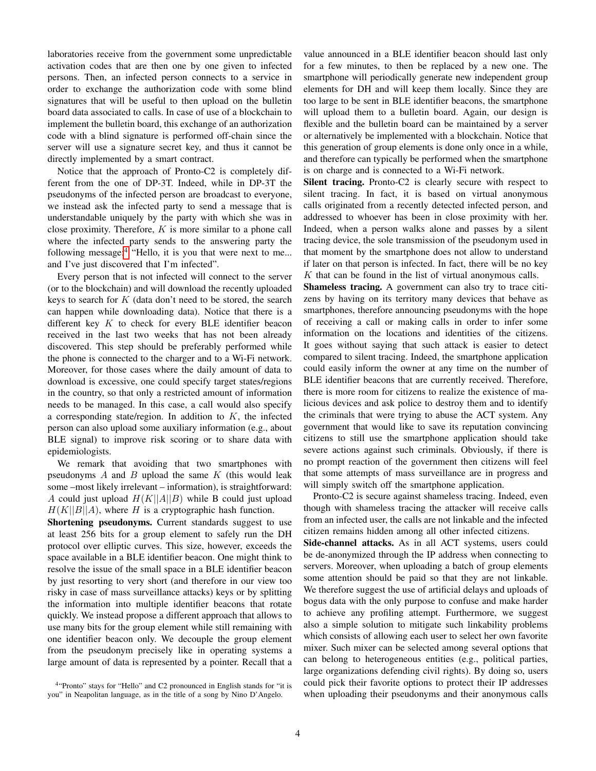laboratories receive from the government some unpredictable activation codes that are then one by one given to infected persons. Then, an infected person connects to a service in order to exchange the authorization code with some blind signatures that will be useful to then upload on the bulletin board data associated to calls. In case of use of a blockchain to implement the bulletin board, this exchange of an authorization code with a blind signature is performed off-chain since the server will use a signature secret key, and thus it cannot be directly implemented by a smart contract.

Notice that the approach of Pronto-C2 is completely different from the one of DP-3T. Indeed, while in DP-3T the pseudonyms of the infected person are broadcast to everyone, we instead ask the infected party to send a message that is understandable uniquely by the party with which she was in close proximity. Therefore, $K$ is more similar to a phone call where the infected party sends to the answering party the following message:[4] "Hello, it is you that were next to me... and I've just discovered that I'm infected".

Every person that is not infected will connect to the server (or to the blockchain) and will download the recently uploaded keys to search for $K$ (data don't need to be stored, the search can happen while downloading data). Notice that there is a different key $K$ to check for every BLE identifier beacon received in the last two weeks that has not been already discovered. This step should be preferably performed while the phone is connected to the charger and to a Wi-Fi network. Moreover, for those cases where the daily amount of data to download is excessive, one could specify target states/regions in the country, so that only a restricted amount of information needs to be managed. In this case, a call would also specify a corresponding state/region. In addition to $K$, the infected person can also upload some auxiliary information (e.g., about BLE signal) to improve risk scoring or to share data with epidemiologists.

We remark that avoiding that two smartphones with pseudonyms $A$ and $B$ upload the same $K$ (this would leak some –most likely irrelevant – information), is straightforward: $A$ could just upload $H(K||A||B)$ while B could just upload $H(K||B||A)$, where $H$ is a cryptographic hash function.

**Shortening pseudonyms.** Current standards suggest to use at least 256 bits for a group element to safely run the DH protocol over elliptic curves. This size, however, exceeds the space available in a BLE identifier beacon. One might think to resolve the issue of the small space in a BLE identifier beacon by just resorting to very short (and therefore in our view too risky in case of mass surveillance attacks) keys or by splitting the information into multiple identifier beacons that rotate quickly. We instead propose a different approach that allows to use many bits for the group element while still remaining with one identifier beacon only. We decouple the group element from the pseudonym precisely like in operating systems a large amount of data is represented by a pointer. Recall that a value announced in a BLE identifier beacon should last only for a few minutes, to then be replaced by a new one. The smartphone will periodically generate new independent group elements for DH and will keep them locally. Since they are too large to be sent in BLE identifier beacons, the smartphone will upload them to a bulletin board. Again, our design is flexible and the bulletin board can be maintained by a server or alternatively be implemented with a blockchain. Notice that this generation of group elements is done only once in a while, and therefore can typically be performed when the smartphone is on charge and is connected to a Wi-Fi network.

**Silent tracing.** Pronto-C2 is clearly secure with respect to silent tracing. In fact, it is based on virtual anonymous calls originated from a recently detected infected person, and addressed to whoever has been in close proximity with her. Indeed, when a person walks alone and passes by a silent tracing device, the sole transmission of the pseudonym used in that moment by the smartphone does not allow to understand if later on that person is infected. In fact, there will be no key $K$ that can be found in the list of virtual anonymous calls.

**Shameless tracing.** A government can also try to trace citizens by having on its territory many devices that behave as smartphones, therefore announcing pseudonyms with the hope of receiving a call or making calls in order to infer some information on the locations and identities of the citizens. It goes without saying that such attack is easier to detect compared to silent tracing. Indeed, the smartphone application could easily inform the owner at any time on the number of BLE identifier beacons that are currently received. Therefore, there is more room for citizens to realize the existence of malicious devices and ask police to destroy them and to identify the criminals that were trying to abuse the ACT system. Any government that would like to save its reputation convincing citizens to still use the smartphone application should take severe actions against such criminals. Obviously, if there is no prompt reaction of the government then citizens will feel that some attempts of mass surveillance are in progress and will simply switch off the smartphone application.

Pronto-C2 is secure against shameless tracing. Indeed, even though with shameless tracing the attacker will receive calls from an infected user, the calls are not linkable and the infected citizen remains hidden among all other infected citizens.

**Side-channel attacks.** As in all ACT systems, users could be de-anonymized through the IP address when connecting to servers. Moreover, when uploading a batch of group elements some attention should be paid so that they are not linkable. We therefore suggest the use of artificial delays and uploads of bogus data with the only purpose to confuse and make harder to achieve any profiling attempt. Furthermore, we suggest also a simple solution to mitigate such linkability problems which consists of allowing each user to select her own favorite mixer. Such mixer can be selected among several options that can belong to heterogeneous entities (e.g., political parties, large organizations defending civil rights). By doing so, users could pick their favorite options to protect their IP addresses when uploading their pseudonyms and their anonymous calls

[4] "Pronto" stays for "Hello" and C2 pronounced in English stands for "it is you" in Neapolitan language, as in the title of a song by Nino D'Angelo.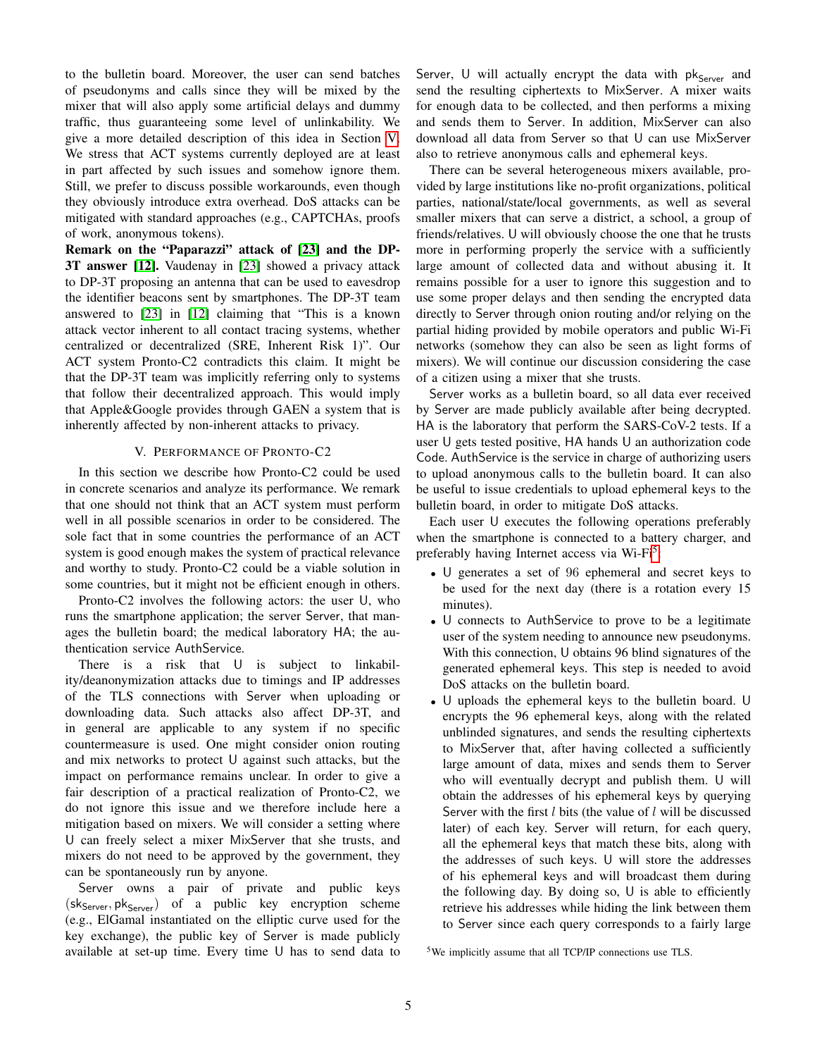to the bulletin board. Moreover, the user can send batches of pseudonyms and calls since they will be mixed by the mixer that will also apply some artificial delays and dummy traffic, thus guaranteeing some level of unlinkability. We give a more detailed description of this idea in Section V. We stress that ACT systems currently deployed are at least in part affected by such issues and somehow ignore them. Still, we prefer to discuss possible workarounds, even though they obviously introduce extra overhead. DoS attacks can be mitigated with standard approaches (e.g., CAPTCHAs, proofs of work, anonymous tokens).

**Remark on the "Paparazzi" attack of [23] and the DP-3T answer [12].** Vaudenay in [23] showed a privacy attack to DP-3T proposing an antenna that can be used to eavesdrop the identifier beacons sent by smartphones. The DP-3T team answered to [23] in [12] claiming that "This is a known attack vector inherent to all contact tracing systems, whether centralized or decentralized (SRE, Inherent Risk 1)". Our ACT system Pronto-C2 contradicts this claim. It might be that the DP-3T team was implicitly referring only to systems that follow their decentralized approach. This would imply that Apple&Google provides through GAEN a system that is inherently affected by non-inherent attacks to privacy.

## V. Performance of Pronto-C2

In this section we describe how Pronto-C2 could be used in concrete scenarios and analyze its performance. We remark that one should not think that an ACT system must perform well in all possible scenarios in order to be considered. The sole fact that in some countries the performance of an ACT system is good enough makes the system of practical relevance and worthy to study. Pronto-C2 could be a viable solution in some countries, but it might not be efficient enough in others.

Pronto-C2 involves the following actors: the user U, who runs the smartphone application; the server Server, that manages the bulletin board; the medical laboratory HA; the authentication service AuthService.

There is a risk that U is subject to linkability/deanonymization attacks due to timings and IP addresses of the TLS connections with Server when uploading or downloading data. Such attacks also affect DP-3T, and in general are applicable to any system if no specific countermeasure is used. One might consider onion routing and mix networks to protect U against such attacks, but the impact on performance remains unclear. In order to give a fair description of a practical realization of Pronto-C2, we do not ignore this issue and we therefore include here a mitigation based on mixers. We will consider a setting where U can freely select a mixer MixServer that she trusts, and mixers do not need to be approved by the government, they can be spontaneously run by anyone.

Server owns a pair of private and public keys $(\mathsf{sk}_{\mathsf{Server}}, \mathsf{pk}_{\mathsf{Server}})$ of a public key encryption scheme (e.g., ElGamal instantiated on the elliptic curve used for the key exchange), the public key of Server is made publicly available at set-up time. Every time U has to send data to Server, U will actually encrypt the data with $\mathsf{pk}_{\mathsf{Server}}$ and send the resulting ciphertexts to MixServer. A mixer waits for enough data to be collected, and then performs a mixing and sends them to Server. In addition, MixServer can also download all data from Server so that U can use MixServer also to retrieve anonymous calls and ephemeral keys.

There can be several heterogeneous mixers available, provided by large institutions like no-profit organizations, political parties, national/state/local governments, as well as several smaller mixers that can serve a district, a school, a group of friends/relatives. U will obviously choose the one that he trusts more in performing properly the service with a sufficiently large amount of collected data and without abusing it. It remains possible for a user to ignore this suggestion and to use some proper delays and then sending the encrypted data directly to Server through onion routing and/or relying on the partial hiding provided by mobile operators and public Wi-Fi networks (somehow they can also be seen as light forms of mixers). We will continue our discussion considering the case of a citizen using a mixer that she trusts.

Server works as a bulletin board, so all data ever received by Server are made publicly available after being decrypted. HA is the laboratory that perform the SARS-CoV-2 tests. If a user U gets tested positive, HA hands U an authorization code Code. AuthService is the service in charge of authorizing users to upload anonymous calls to the bulletin board. It can also be useful to issue credentials to upload ephemeral keys to the bulletin board, in order to mitigate DoS attacks.

Each user U executes the following operations preferably when the smartphone is connected to a battery charger, and preferably having Internet access via Wi-Fi[5].

- U generates a set of 96 ephemeral and secret keys to be used for the next day (there is a rotation every 15 minutes).
- U connects to AuthService to prove to be a legitimate user of the system needing to announce new pseudonyms. With this connection, U obtains 96 blind signatures of the generated ephemeral keys. This step is needed to avoid DoS attacks on the bulletin board.
- U uploads the ephemeral keys to the bulletin board. U encrypts the 96 ephemeral keys, along with the related unblinded signatures, and sends the resulting ciphertexts to MixServer that, after having collected a sufficiently large amount of data, mixes and sends them to Server who will eventually decrypt and publish them. U will obtain the addresses of his ephemeral keys by querying Server with the first $l$ bits (the value of $l$ will be discussed later) of each key. Server will return, for each query, all the ephemeral keys that match these bits, along with the addresses of such keys. U will store the addresses of his ephemeral keys and will broadcast them during the following day. By doing so, U is able to efficiently retrieve his addresses while hiding the link between them to Server since each query corresponds to a fairly large

[5] We implicitly assume that all TCP/IP connections use TLS.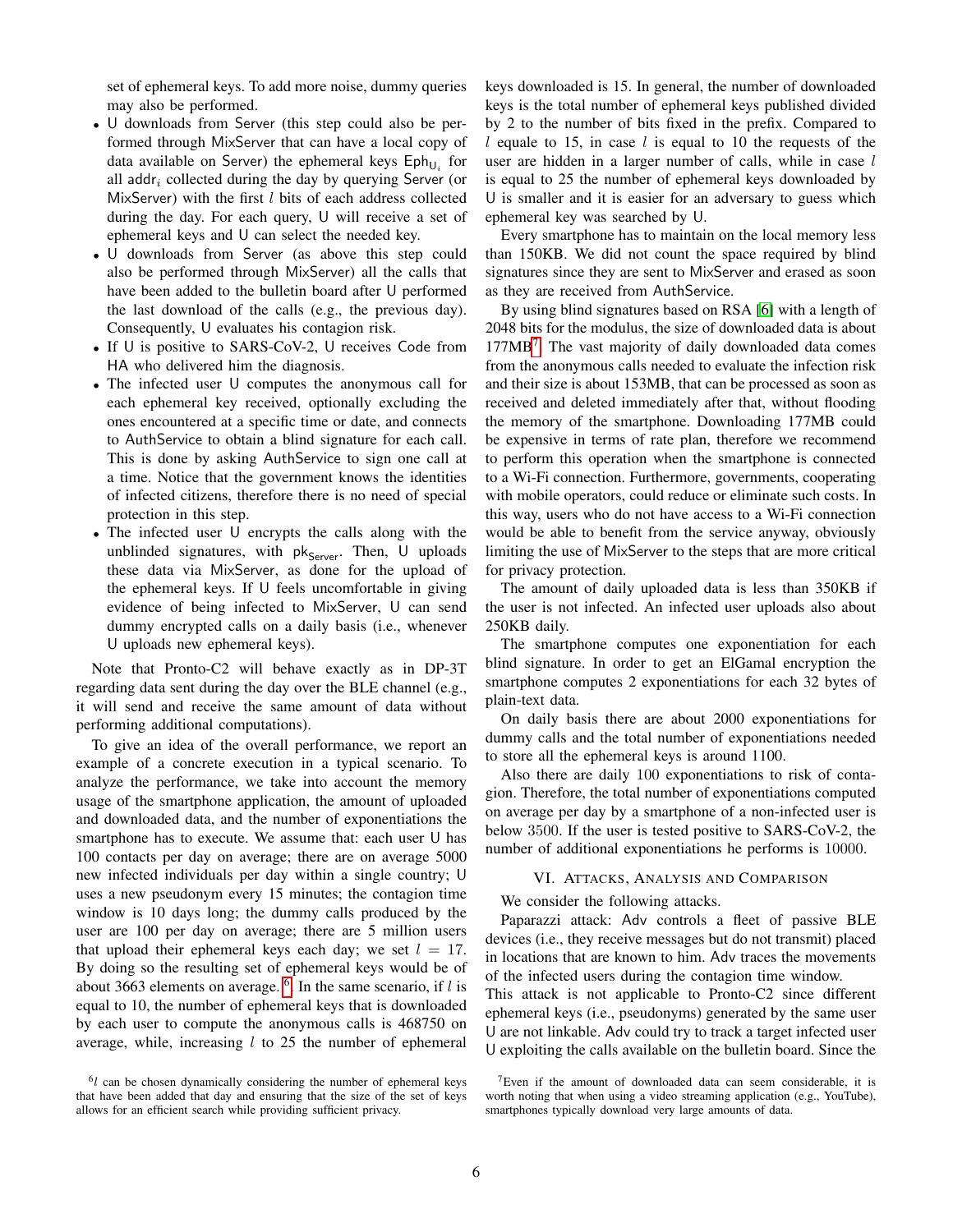set of ephemeral keys. To add more noise, dummy queries may also be performed.

- U downloads from Server (this step could also be performed through MixServer that can have a local copy of data available on Server) the ephemeral keys $\mathsf{Eph}_{\mathsf{U}_i}$ for all $\mathsf{addr}_i$ collected during the day by querying Server (or MixServer) with the first $l$ bits of each address collected during the day. For each query, U will receive a set of ephemeral keys and U can select the needed key.
- U downloads from Server (as above this step could also be performed through MixServer) all the calls that have been added to the bulletin board after U performed the last download of the calls (e.g., the previous day). Consequently, U evaluates his contagion risk.
- If U is positive to SARS-CoV-2, U receives Code from HA who delivered him the diagnosis.
- The infected user U computes the anonymous call for each ephemeral key received, optionally excluding the ones encountered at a specific time or date, and connects to AuthService to obtain a blind signature for each call. This is done by asking AuthService to sign one call at a time. Notice that the government knows the identities of infected citizens, therefore there is no need of special protection in this step.
- The infected user U encrypts the calls along with the unblinded signatures, with $\mathsf{pk}_{\mathsf{Server}}$. Then, U uploads these data via MixServer, as done for the upload of the ephemeral keys. If U feels uncomfortable in giving evidence of being infected to MixServer, U can send dummy encrypted calls on a daily basis (i.e., whenever U uploads new ephemeral keys).

Note that Pronto-C2 will behave exactly as in DP-3T regarding data sent during the day over the BLE channel (e.g., it will send and receive the same amount of data without performing additional computations).

To give an idea of the overall performance, we report an example of a concrete execution in a typical scenario. To analyze the performance, we take into account the memory usage of the smartphone application, the amount of uploaded and downloaded data, and the number of exponentiations the smartphone has to execute. We assume that: each user U has 100 contacts per day on average; there are on average 5000 new infected individuals per day within a single country; U uses a new pseudonym every 15 minutes; the contagion time window is 10 days long; the dummy calls produced by the user are 100 per day on average; there are 5 million users that upload their ephemeral keys each day; we set $l = 17$. By doing so the resulting set of ephemeral keys would be of about 3663 elements on average.[6] In the same scenario, if $l$ is equal to 10, the number of ephemeral keys that is downloaded by each user to compute the anonymous calls is 468750 on average, while, increasing $l$ to 25 the number of ephemeral keys downloaded is 15. In general, the number of downloaded keys is the total number of ephemeral keys published divided by 2 to the number of bits fixed in the prefix. Compared to $l$ equale to 15, in case $l$ is equal to 10 the requests of the user are hidden in a larger number of calls, while in case $l$ is equal to 25 the number of ephemeral keys downloaded by U is smaller and it is easier for an adversary to guess which ephemeral key was searched by U.

Every smartphone has to maintain on the local memory less than 150KB. We did not count the space required by blind signatures since they are sent to MixServer and erased as soon as they are received from AuthService.

By using blind signatures based on RSA [6] with a length of 2048 bits for the modulus, the size of downloaded data is about 177MB[7]. The vast majority of daily downloaded data comes from the anonymous calls needed to evaluate the infection risk and their size is about 153MB, that can be processed as soon as received and deleted immediately after that, without flooding the memory of the smartphone. Downloading 177MB could be expensive in terms of rate plan, therefore we recommend to perform this operation when the smartphone is connected to a Wi-Fi connection. Furthermore, governments, cooperating with mobile operators, could reduce or eliminate such costs. In this way, users who do not have access to a Wi-Fi connection would be able to benefit from the service anyway, obviously limiting the use of MixServer to the steps that are more critical for privacy protection.

The amount of daily uploaded data is less than 350KB if the user is not infected. An infected user uploads also about 250KB daily.

The smartphone computes one exponentiation for each blind signature. In order to get an ElGamal encryption the smartphone computes 2 exponentiations for each 32 bytes of plain-text data.

On daily basis there are about 2000 exponentiations for dummy calls and the total number of exponentiations needed to store all the ephemeral keys is around 1100.

Also there are daily 100 exponentiations to risk of contagion. Therefore, the total number of exponentiations computed on average per day by a smartphone of a non-infected user is below 3500. If the user is tested positive to SARS-CoV-2, the number of additional exponentiations he performs is 10000.

## VI. Attacks, Analysis and Comparison

We consider the following attacks.

Paparazzi attack: Adv controls a fleet of passive BLE devices (i.e., they receive messages but do not transmit) placed in locations that are known to him. Adv traces the movements of the infected users during the contagion time window.

This attack is not applicable to Pronto-C2 since different ephemeral keys (i.e., pseudonyms) generated by the same user U are not linkable. Adv could try to track a target infected user U exploiting the calls available on the bulletin board. Since the

[6] $l$ can be chosen dynamically considering the number of ephemeral keys that have been added that day and ensuring that the size of the set of keys allows for an efficient search while providing sufficient privacy.

[7] Even if the amount of downloaded data can seem considerable, it is worth noting that when using a video streaming application (e.g., YouTube), smartphones typically download very large amounts of data.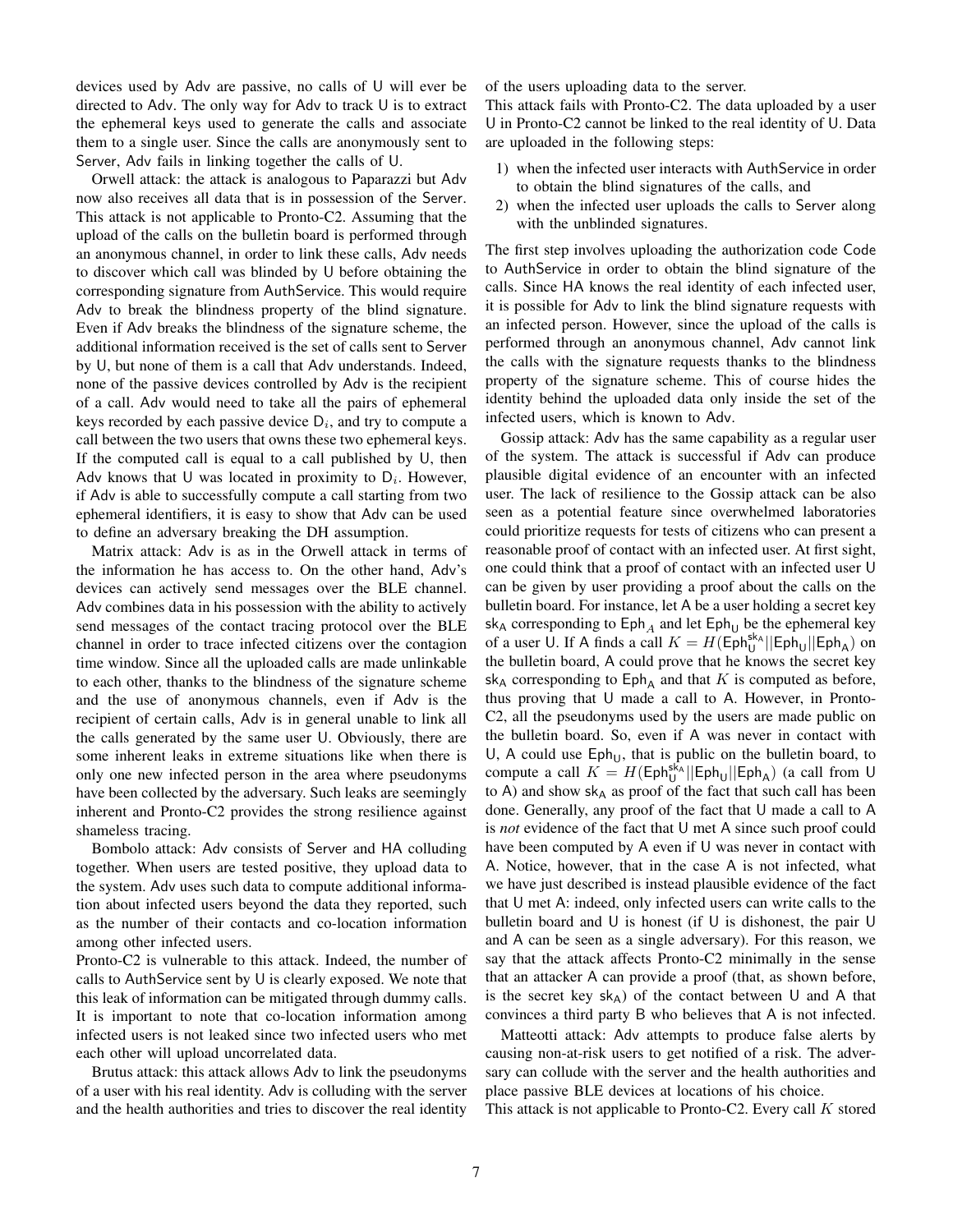devices used by Adv are passive, no calls of U will ever be directed to Adv. The only way for Adv to track U is to extract the ephemeral keys used to generate the calls and associate them to a single user. Since the calls are anonymously sent to Server, Adv fails in linking together the calls of U.

Orwell attack: the attack is analogous to Paparazzi but Adv now also receives all data that is in possession of the Server. This attack is not applicable to Pronto-C2. Assuming that the upload of the calls on the bulletin board is performed through an anonymous channel, in order to link these calls, Adv needs to discover which call was blinded by U before obtaining the corresponding signature from AuthService. This would require Adv to break the blindness property of the blind signature. Even if Adv breaks the blindness of the signature scheme, the additional information received is the set of calls sent to Server by U, but none of them is a call that Adv understands. Indeed, none of the passive devices controlled by Adv is the recipient of a call. Adv would need to take all the pairs of ephemeral keys recorded by each passive device $\mathsf{D}_i$, and try to compute a call between the two users that owns these two ephemeral keys. If the computed call is equal to a call published by U, then Adv knows that U was located in proximity to $\mathsf{D}_i$. However, if Adv is able to successfully compute a call starting from two ephemeral identifiers, it is easy to show that Adv can be used to define an adversary breaking the DH assumption.

Matrix attack: Adv is as in the Orwell attack in terms of the information he has access to. On the other hand, Adv's devices can actively send messages over the BLE channel. Adv combines data in his possession with the ability to actively send messages of the contact tracing protocol over the BLE channel in order to trace infected citizens over the contagion time window. Since all the uploaded calls are made unlinkable to each other, thanks to the blindness of the signature scheme and the use of anonymous channels, even if Adv is the recipient of certain calls, Adv is in general unable to link all the calls generated by the same user U. Obviously, there are some inherent leaks in extreme situations like when there is only one new infected person in the area where pseudonyms have been collected by the adversary. Such leaks are seemingly inherent and Pronto-C2 provides the strong resilience against shameless tracing.

Bombolo attack: Adv consists of Server and HA colluding together. When users are tested positive, they upload data to the system. Adv uses such data to compute additional information about infected users beyond the data they reported, such as the number of their contacts and co-location information among other infected users.
Pronto-C2 is vulnerable to this attack. Indeed, the number of calls to AuthService sent by U is clearly exposed. We note that this leak of information can be mitigated through dummy calls. It is important to note that co-location information among infected users is not leaked since two infected users who met each other will upload uncorrelated data.

Brutus attack: this attack allows Adv to link the pseudonyms of a user with his real identity. Adv is colluding with the server and the health authorities and tries to discover the real identity of the users uploading data to the server.
This attack fails with Pronto-C2. The data uploaded by a user U in Pronto-C2 cannot be linked to the real identity of U. Data are uploaded in the following steps:

1) when the infected user interacts with AuthService in order to obtain the blind signatures of the calls, and
2) when the infected user uploads the calls to Server along with the unblinded signatures.

The first step involves uploading the authorization code Code to AuthService in order to obtain the blind signature of the calls. Since HA knows the real identity of each infected user, it is possible for Adv to link the blind signature requests with an infected person. However, since the upload of the calls is performed through an anonymous channel, Adv cannot link the calls with the signature requests thanks to the blindness property of the signature scheme. This of course hides the identity behind the uploaded data only inside the set of the infected users, which is known to Adv.

Gossip attack: Adv has the same capability as a regular user of the system. The attack is successful if Adv can produce plausible digital evidence of an encounter with an infected user. The lack of resilience to the Gossip attack can be also seen as a potential feature since overwhelmed laboratories could prioritize requests for tests of citizens who can present a reasonable proof of contact with an infected user. At first sight, one could think that a proof of contact with an infected user U can be given by user providing a proof about the calls on the bulletin board. For instance, let A be a user holding a secret key $\mathsf{sk_A}$ corresponding to $\mathsf{Eph}_A$ and let $\mathsf{Eph_U}$ be the ephemeral key of a user U. If A finds a call $K = H(\mathsf{Eph_U}^{\mathsf{sk_A}}||\mathsf{Eph_U}||\mathsf{Eph_A})$ on the bulletin board, A could prove that he knows the secret key $\mathsf{sk_A}$ corresponding to $\mathsf{Eph_A}$ and that $K$ is computed as before, thus proving that U made a call to A. However, in Pronto-C2, all the pseudonyms used by the users are made public on the bulletin board. So, even if A was never in contact with U, A could use $\mathsf{Eph_U}$, that is public on the bulletin board, to compute a call $K = H(\mathsf{Eph_U}^{\mathsf{sk_A}}||\mathsf{Eph_U}||\mathsf{Eph_A})$ (a call from U to A) and show $\mathsf{sk_A}$ as proof of the fact that such call has been done. Generally, any proof of the fact that U made a call to A is *not* evidence of the fact that U met A since such proof could have been computed by A even if U was never in contact with A. Notice, however, that in the case A is not infected, what we have just described is instead plausible evidence of the fact that U met A: indeed, only infected users can write calls to the bulletin board and U is honest (if U is dishonest, the pair U and A can be seen as a single adversary). For this reason, we say that the attack affects Pronto-C2 minimally in the sense that an attacker A can provide a proof (that, as shown before, is the secret key $\mathsf{sk_A}$) of the contact between U and A that convinces a third party B who believes that A is not infected.

Matteotti attack: Adv attempts to produce false alerts by causing non-at-risk users to get notified of a risk. The adversary can collude with the server and the health authorities and place passive BLE devices at locations of his choice.
This attack is not applicable to Pronto-C2. Every call $K$ stored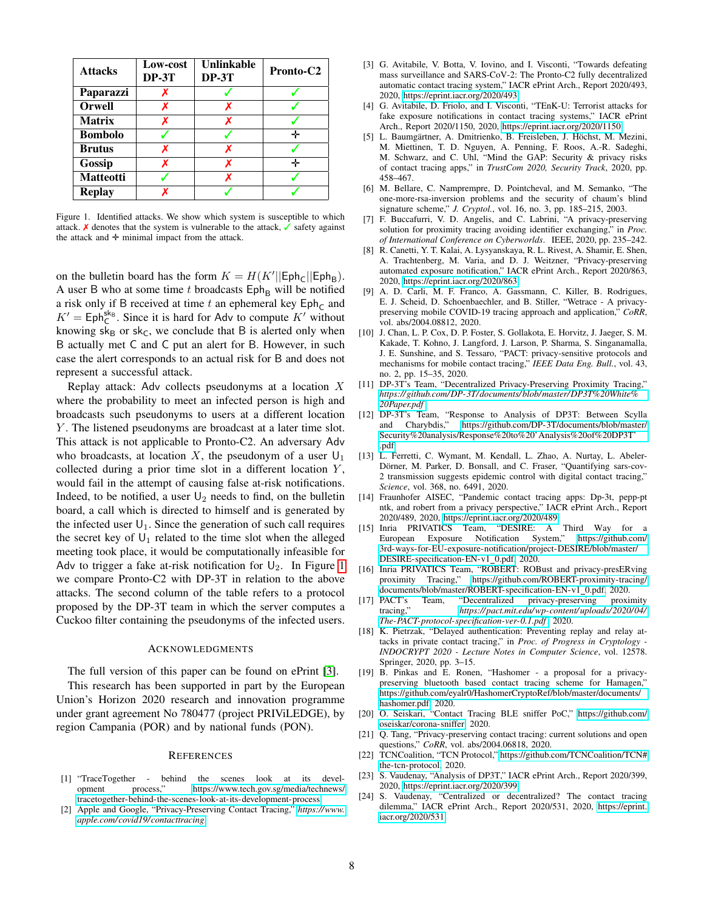| Attacks | Low-cost DP-3T | Unlinkable DP-3T | Pronto-C2 |
|---|---|---|---|
| **Paparazzi** | ✗ | ✓ | ✓ |
| **Orwell** | ✗ | ✗ | ✓ |
| **Matrix** | ✗ | ✗ | ✓ |
| **Bombolo** | ✓ | ✓ | ✢ |
| **Brutus** | ✗ | ✗ | ✓ |
| **Gossip** | ✗ | ✗ | ✢ |
| **Matteotti** | ✓ | ✗ | ✓ |
| **Replay** | ✗ | ✓ | ✓ |

Figure 1. Identified attacks. We show which system is susceptible to which attack. ✗ denotes that the system is vulnerable to the attack, ✓ safety against the attack and ✢ minimal impact from the attack.

on the bulletin board has the form $K = H(K'||\mathsf{Eph}_\mathsf{C}||\mathsf{Eph}_\mathsf{B})$. A user B who at some time $t$ broadcasts $\mathsf{Eph}_\mathsf{B}$ will be notified a risk only if B received at time $t$ an ephemeral key $\mathsf{Eph}_\mathsf{C}$ and $K' = \mathsf{Eph}_\mathsf{C}^{\mathsf{sk}_\mathsf{B}}$. Since it is hard for Adv to compute $K'$ without knowing $\mathsf{sk}_\mathsf{B}$ or $\mathsf{sk}_\mathsf{C}$, we conclude that B is alerted only when B actually met C and C put an alert for B. However, in such case the alert corresponds to an actual risk for B and does not represent a successful attack.

Replay attack: Adv collects pseudonyms at a location $X$ where the probability to meet an infected person is high and broadcasts such pseudonyms to users at a different location $Y$. The listened pseudonyms are broadcast at a later time slot. This attack is not applicable to Pronto-C2. An adversary Adv who broadcasts, at location $X$, the pseudonym of a user $\mathsf{U}_1$ collected during a prior time slot in a different location $Y$, would fail in the attempt of causing false at-risk notifications. Indeed, to be notified, a user $\mathsf{U}_2$ needs to find, on the bulletin board, a call which is directed to himself and is generated by the infected user $\mathsf{U}_1$. Since the generation of such call requires the secret key of $\mathsf{U}_1$ related to the time slot when the alleged meeting took place, it would be computationally infeasible for Adv to trigger a fake at-risk notification for $\mathsf{U}_2$. In Figure 1 we compare Pronto-C2 with DP-3T in relation to the above attacks. The second column of the table refers to a protocol proposed by the DP-3T team in which the server computes a Cuckoo filter containing the pseudonyms of the infected users.

## Acknowledgments

The full version of this paper can be found on ePrint [3].

This research has been supported in part by the European Union's Horizon 2020 research and innovation programme under grant agreement No 780477 (project PRIViLEDGE), by region Campania (POR) and by national funds (PON).

## References

[1] "TraceTogether - behind the scenes look at its development process," https://www.tech.gov.sg/media/technews/tracetogether-behind-the-scenes-look-at-its-development-process

[2] Apple and Google, "Privacy-Preserving Contact Tracing," *https://www.apple.com/covid19/contacttracing*

[3] G. Avitabile, V. Botta, V. Iovino, and I. Visconti, "Towards defeating mass surveillance and SARS-CoV-2: The Pronto-C2 fully decentralized automatic contact tracing system," IACR ePrint Arch., Report 2020/493, 2020, https://eprint.iacr.org/2020/493

[4] G. Avitabile, D. Friolo, and I. Visconti, "TEnK-U: Terrorist attacks for fake exposure notifications in contact tracing systems," IACR ePrint Arch., Report 2020/1150, 2020, https://eprint.iacr.org/2020/1150

[5] L. Baumgärtner, A. Dmitrienko, B. Freisleben, J. Höchst, M. Mezini, M. Miettinen, T. D. Nguyen, A. Penning, F. Roos, A.-R. Sadeghi, M. Schwarz, and C. Uhl, "Mind the GAP: Security & privacy risks of contact tracing apps," in *TrustCom 2020, Security Track*, 2020, pp. 458–467.

[6] M. Bellare, C. Namprempre, D. Pointcheval, and M. Semanko, "The one-more-rsa-inversion problems and the security of chaum's blind signature scheme," *J. Cryptol.*, vol. 16, no. 3, pp. 185–215, 2003.

[7] F. Buccafurri, V. D. Angelis, and C. Labrini, "A privacy-preserving solution for proximity tracing avoiding identifier exchanging," in *Proc. of International Conference on Cyberworlds*. IEEE, 2020, pp. 235–242.

[8] R. Canetti, Y. T. Kalai, A. Lysyanskaya, R. L. Rivest, A. Shamir, E. Shen, A. Trachtenberg, M. Varia, and D. J. Weitzner, "Privacy-preserving automated exposure notification," IACR ePrint Arch., Report 2020/863, 2020, https://eprint.iacr.org/2020/863

[9] A. D. Carli, M. F. Franco, A. Gassmann, C. Killer, B. Rodrigues, E. J. Scheid, D. Schoenbaechler, and B. Stiller, "Wetrace - A privacy-preserving mobile COVID-19 tracing approach and application," *CoRR*, vol. abs/2004.08812, 2020.

[10] J. Chan, L. P. Cox, D. P. Foster, S. Gollakota, E. Horvitz, J. Jaeger, S. M. Kakade, T. Kohno, J. Langford, J. Larson, P. Sharma, S. Singanamalla, J. E. Sunshine, and S. Tessaro, "PACT: privacy-sensitive protocols and mechanisms for mobile contact tracing," *IEEE Data Eng. Bull.*, vol. 43, no. 2, pp. 15–35, 2020.

[11] DP-3T's Team, "Decentralized Privacy-Preserving Proximity Tracing," *https://github.com/DP-3T/documents/blob/master/DP3T%20White%20Paper.pdf*

[12] DP-3T's Team, "Response to Analysis of DP3T: Between Scylla and Charybdis," https://github.com/DP-3T/documents/blob/master/Security%20analysis/Response%20to%20'Analysis%20of%20DP3T'.pdf

[13] L. Ferretti, C. Wymant, M. Kendall, L. Zhao, A. Nurtay, L. Abeler-Dörner, M. Parker, D. Bonsall, and C. Fraser, "Quantifying sars-cov-2 transmission suggests epidemic control with digital contact tracing," *Science*, vol. 368, no. 6491, 2020.

[14] Fraunhofer AISEC, "Pandemic contact tracing apps: Dp-3t, pepp-pt ntk, and robert from a privacy perspective," IACR ePrint Arch., Report 2020/489, 2020, https://eprint.iacr.org/2020/489

[15] Inria PRIVATICS Team, "DESIRE: A Third Way for a European Exposure Notification System," https://github.com/3rd-ways-for-EU-exposure-notification/project-DESIRE/blob/master/DESIRE-specification-EN-v1_0.pdf, 2020.

[16] Inria PRIVATICS Team, "ROBERT: ROBust and privacy-presERving proximity Tracing," https://github.com/ROBERT-proximity-tracing/documents/blob/master/ROBERT-specification-EN-v1_0.pdf, 2020.

[17] PACT's Team, "Decentralized privacy-preserving proximity tracing," *https://pact.mit.edu/wp-content/uploads/2020/04/The-PACT-protocol-specification-ver-0.1.pdf*, 2020.

[18] K. Pietrzak, "Delayed authentication: Preventing replay and relay attacks in private contact tracing," in *Proc. of Progress in Cryptology - INDOCRYPT 2020 - Lecture Notes in Computer Science*, vol. 12578. Springer, 2020, pp. 3–15.

[19] B. Pinkas and E. Ronen, "Hashomer - a proposal for a privacy-preserving bluetooth based contact tracing scheme for Hamagen," https://github.com/eyalr0/HashomerCryptoRef/blob/master/documents/hashomer.pdf, 2020.

[20] O. Seiskari, "Contact Tracing BLE sniffer PoC," https://github.com/oseiskar/corona-sniffer, 2020.

[21] Q. Tang, "Privacy-preserving contact tracing: current solutions and open questions," *CoRR*, vol. abs/2004.06818, 2020.

[22] TCNCoalition, "TCN Protocol," https://github.com/TCNCoalition/TCN#the-tcn-protocol, 2020.

[23] S. Vaudenay, "Analysis of DP3T," IACR ePrint Arch., Report 2020/399, 2020, https://eprint.iacr.org/2020/399

[24] S. Vaudenay, "Centralized or decentralized? The contact tracing dilemma," IACR ePrint Arch., Report 2020/531, 2020, https://eprint.iacr.org/2020/531